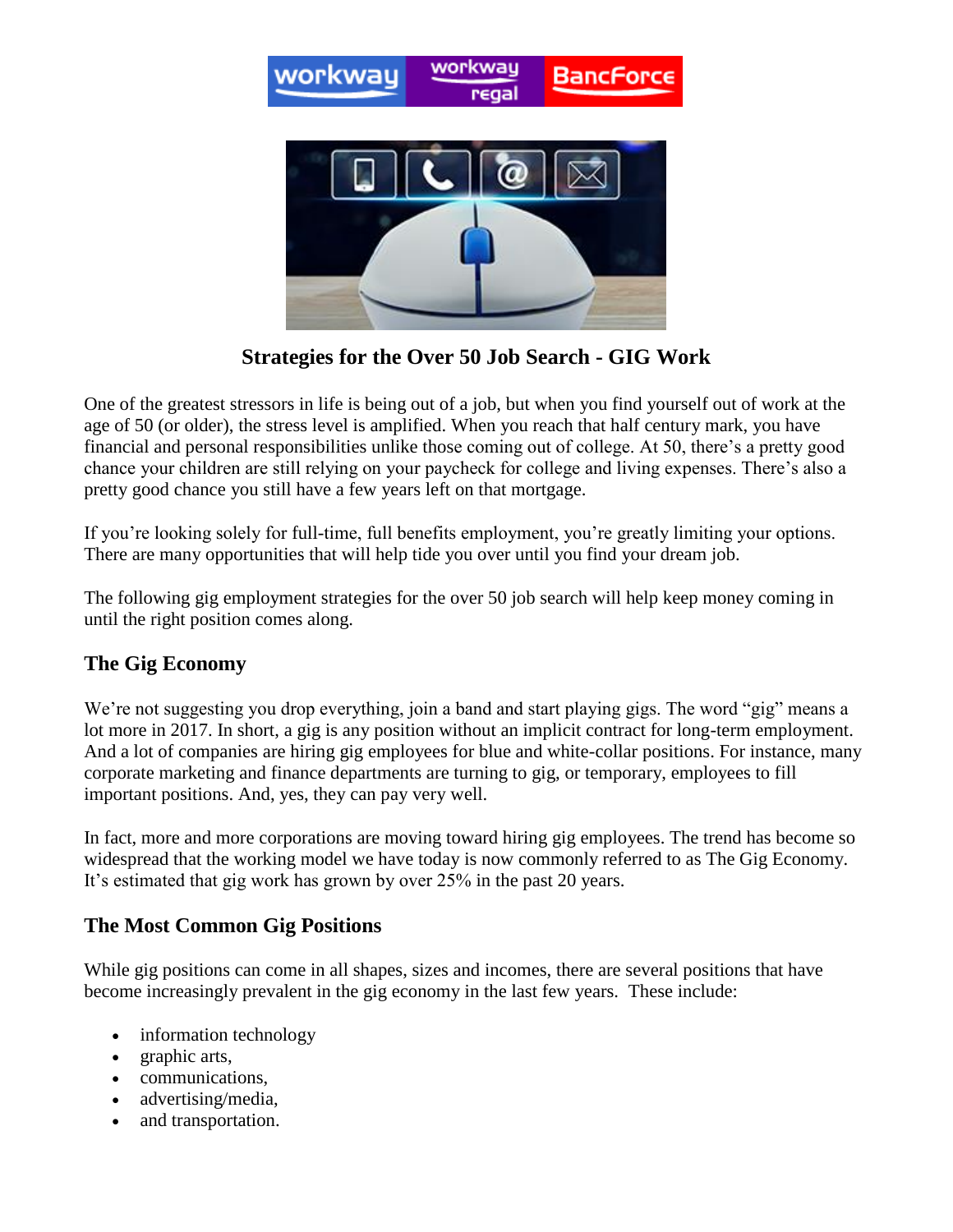# Strategies for the Over 50 Job Search - GIG Work

One of the greatest stressors in life is being out of a job, but when you find yourself out of work at the age of 50 (or older), the stress level is amplified. When you reach that half century mark, you have financial and personal responsibilities unlike those coming out of college. At 50, there's a pretty good chance your children are still relying on your paycheck for college and living expenses. There's also a pretty good chance you still have a few years left on that mortgage.

If you're looking solely for full-time, full benefits employment, you're greatly limiting your options. There are many opportunities that will help tide you over until you find your dream job.

The following gig employment strategies for the over 50 job search will help keep money coming in until the right position comes along.

## The Gig Economy

We're not suggesting you drop everything, join a band and start playing gigs. The word "gig" means a lot more in 2017. In short, a gig is any position without an implicit contract for long-term employment. And a lot of companies are hiring gig employees for blue and white-collar positions. For instance, many corporate marketing and finance departments are turning to gig, or temporary, employees to fill important positions. And, yes, they can pay very well.

In fact, more and more corporations are moving toward hiring gig employees. The trend has become so widespread that the working model we have today is now commonly referred to as The Gig Economy. It's estimated that gig work has grown by over 25% in the past 20 years.

## The Most Common Gig Positions

While gig positions can come in all shapes, sizes and incomes, there are several positions that have become increasingly prevalent in the gig economy in the last few years. These include:

- information technology
- graphic arts,
- communications,
- advertising/media,
- and transportation.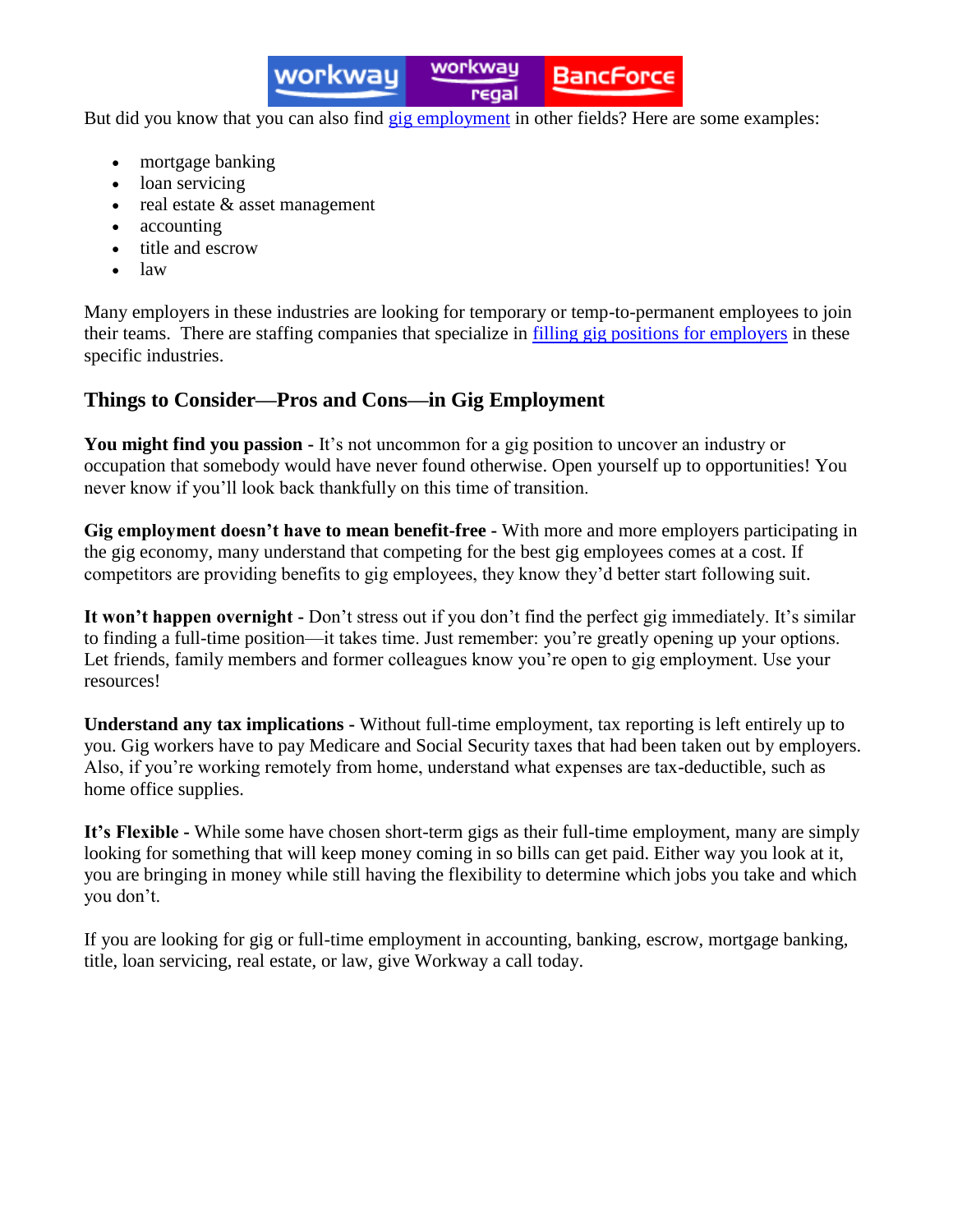But did you know that you can also find [gig employment](#) in other fields? Here are some examples:

- mortgage banking
- loan servicing
- real estate & asset management
- accounting
- title and escrow
- law

Many employers in these industries are looking for temporary or temp-to-permanent employees to join their teams. There are staffing companies that specialize in [filling gig positions for employers](#) in these specific industries.

## Things to Consider—Pros and Cons—in Gig Employment

**You might find you passion -** It's not uncommon for a gig position to uncover an industry or occupation that somebody would have never found otherwise. Open yourself up to opportunities! You never know if you'll look back thankfully on this time of transition.

**Gig employment doesn't have to mean benefit-free -** With more and more employers participating in the gig economy, many understand that competing for the best gig employees comes at a cost. If competitors are providing benefits to gig employees, they know they'd better start following suit.

**It won't happen overnight -** Don't stress out if you don't find the perfect gig immediately. It's similar to finding a full-time position—it takes time. Just remember: you're greatly opening up your options. Let friends, family members and former colleagues know you're open to gig employment. Use your resources!

**Understand any tax implications -** Without full-time employment, tax reporting is left entirely up to you. Gig workers have to pay Medicare and Social Security taxes that had been taken out by employers. Also, if you're working remotely from home, understand what expenses are tax-deductible, such as home office supplies.

**It's Flexible -** While some have chosen short-term gigs as their full-time employment, many are simply looking for something that will keep money coming in so bills can get paid. Either way you look at it, you are bringing in money while still having the flexibility to determine which jobs you take and which you don't.

If you are looking for gig or full-time employment in accounting, banking, escrow, mortgage banking, title, loan servicing, real estate, or law, give Workway a call today.